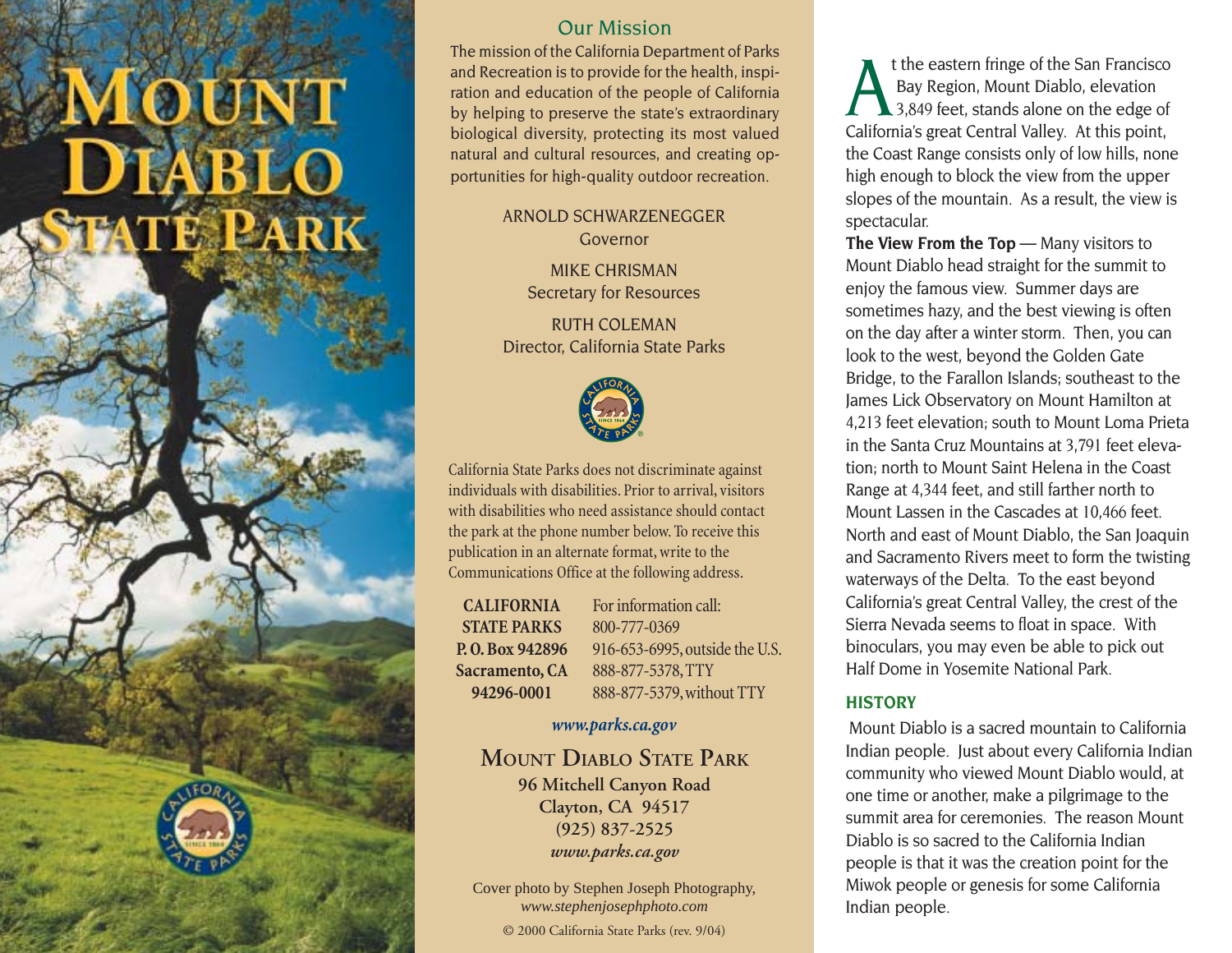# Mount Diablo State Park

## Our Mission

The mission of the California Department of Parks and Recreation is to provide for the health, inspiration and education of the people of California by helping to preserve the state's extraordinary biological diversity, protecting its most valued natural and cultural resources, and creating opportunities for high-quality outdoor recreation.

ARNOLD SCHWARZENEGGER
Governor

MIKE CHRISMAN
Secretary for Resources

RUTH COLEMAN
Director, California State Parks

California State Parks does not discriminate against individuals with disabilities. Prior to arrival, visitors with disabilities who need assistance should contact the park at the phone number below. To receive this publication in an alternate format, write to the Communications Office at the following address.

**CALIFORNIA STATE PARKS**
**P. O. Box 942896**
**Sacramento, CA 94296-0001**

For information call:
800-777-0369
916-653-6995, outside the U.S.
888-877-5378, TTY
888-877-5379, without TTY

*www.parks.ca.gov*

**MOUNT DIABLO STATE PARK**
**96 Mitchell Canyon Road**
**Clayton, CA 94517**
**(925) 837-2525**
***www.parks.ca.gov***

Cover photo by Stephen Joseph Photography,
*www.stephenjosephphoto.com*

© 2000 California State Parks (rev. 9/04)

At the eastern fringe of the San Francisco Bay Region, Mount Diablo, elevation 3,849 feet, stands alone on the edge of California's great Central Valley. At this point, the Coast Range consists only of low hills, none high enough to block the view from the upper slopes of the mountain. As a result, the view is spectacular.

**The View From the Top** — Many visitors to Mount Diablo head straight for the summit to enjoy the famous view. Summer days are sometimes hazy, and the best viewing is often on the day after a winter storm. Then, you can look to the west, beyond the Golden Gate Bridge, to the Farallon Islands; southeast to the James Lick Observatory on Mount Hamilton at 4,213 feet elevation; south to Mount Loma Prieta in the Santa Cruz Mountains at 3,791 feet elevation; north to Mount Saint Helena in the Coast Range at 4,344 feet, and still farther north to Mount Lassen in the Cascades at 10,466 feet. North and east of Mount Diablo, the San Joaquin and Sacramento Rivers meet to form the twisting waterways of the Delta. To the east beyond California's great Central Valley, the crest of the Sierra Nevada seems to float in space. With binoculars, you may even be able to pick out Half Dome in Yosemite National Park.

## HISTORY

Mount Diablo is a sacred mountain to California Indian people. Just about every California Indian community who viewed Mount Diablo would, at one time or another, make a pilgrimage to the summit area for ceremonies. The reason Mount Diablo is so sacred to the California Indian people is that it was the creation point for the Miwok people or genesis for some California Indian people.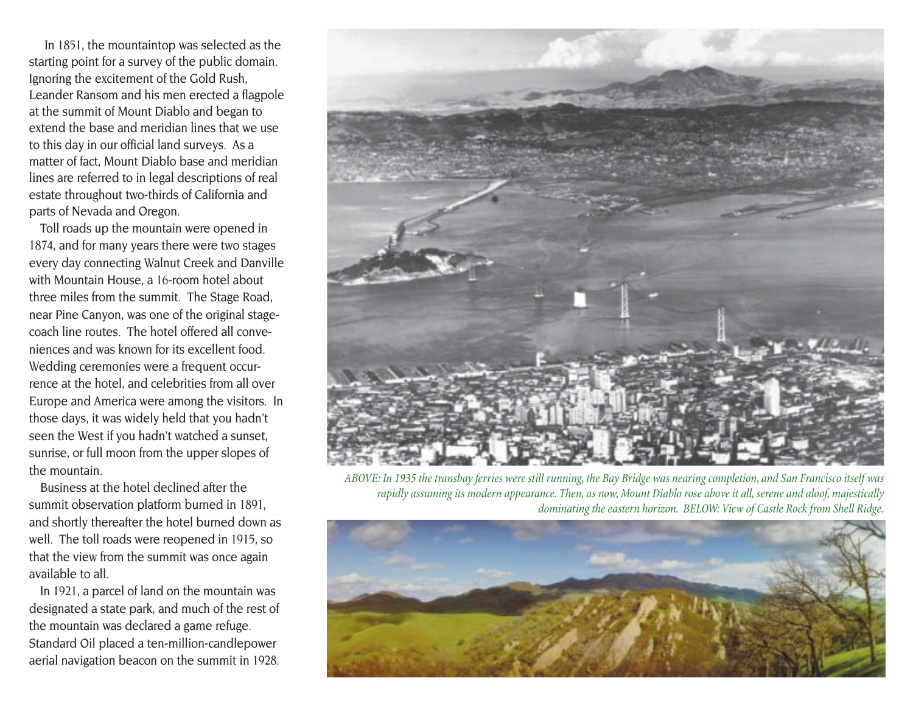In 1851, the mountaintop was selected as the starting point for a survey of the public domain. Ignoring the excitement of the Gold Rush, Leander Ransom and his men erected a flagpole at the summit of Mount Diablo and began to extend the base and meridian lines that we use to this day in our official land surveys. As a matter of fact, Mount Diablo base and meridian lines are referred to in legal descriptions of real estate throughout two-thirds of California and parts of Nevada and Oregon.

Toll roads up the mountain were opened in 1874, and for many years there were two stages every day connecting Walnut Creek and Danville with Mountain House, a 16-room hotel about three miles from the summit. The Stage Road, near Pine Canyon, was one of the original stagecoach line routes. The hotel offered all conveniences and was known for its excellent food. Wedding ceremonies were a frequent occurrence at the hotel, and celebrities from all over Europe and America were among the visitors. In those days, it was widely held that you hadn't seen the West if you hadn't watched a sunset, sunrise, or full moon from the upper slopes of the mountain.

Business at the hotel declined after the summit observation platform burned in 1891, and shortly thereafter the hotel burned down as well. The toll roads were reopened in 1915, so that the view from the summit was once again available to all.

In 1921, a parcel of land on the mountain was designated a state park, and much of the rest of the mountain was declared a game refuge. Standard Oil placed a ten-million-candlepower aerial navigation beacon on the summit in 1928.

*ABOVE: In 1935 the transbay ferries were still running, the Bay Bridge was nearing completion, and San Francisco itself was rapidly assuming its modern appearance. Then, as now, Mount Diablo rose above it all, serene and aloof, majestically dominating the eastern horizon. BELOW: View of Castle Rock from Shell Ridge.*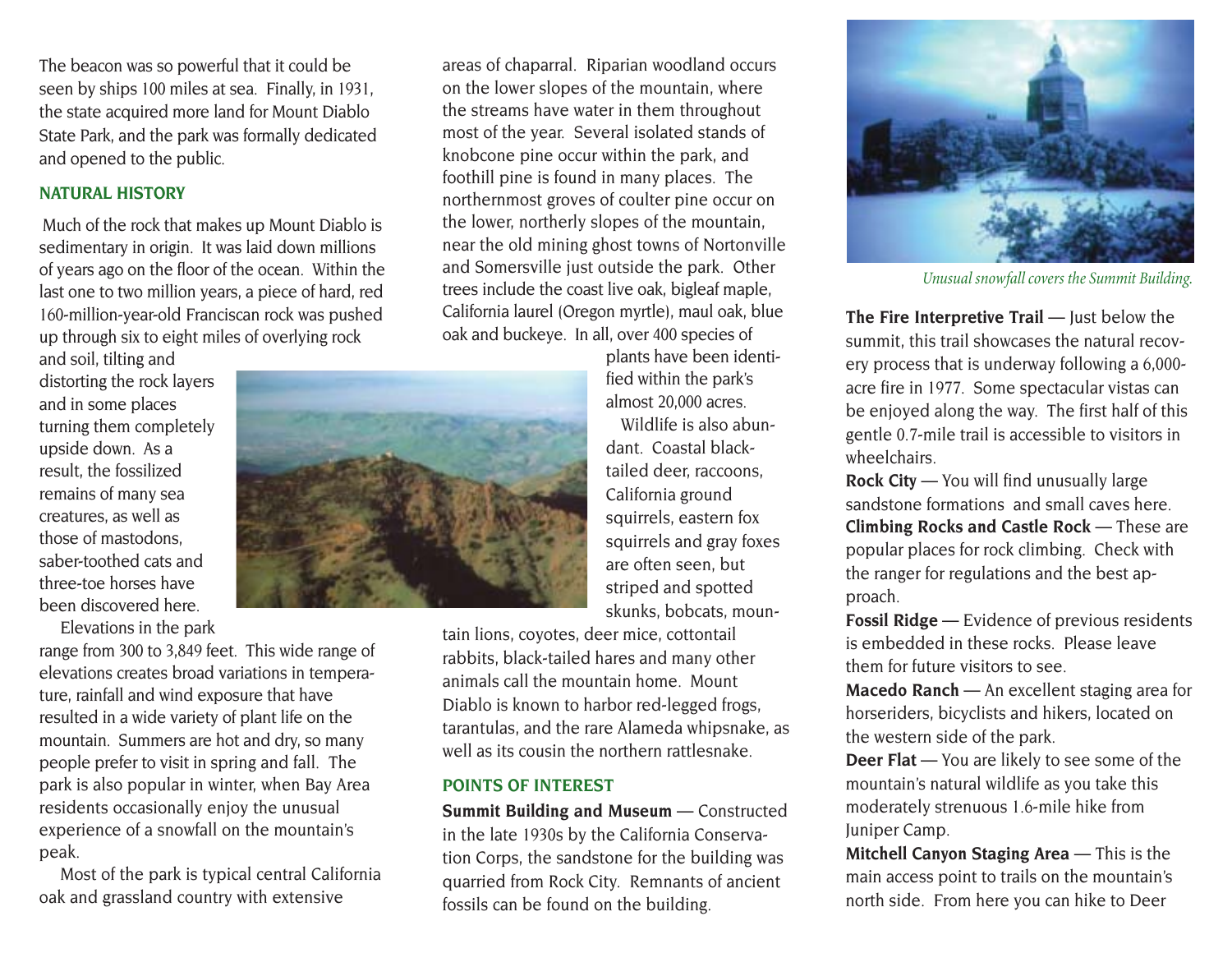The beacon was so powerful that it could be seen by ships 100 miles at sea. Finally, in 1931, the state acquired more land for Mount Diablo State Park, and the park was formally dedicated and opened to the public.

## NATURAL HISTORY

Much of the rock that makes up Mount Diablo is sedimentary in origin. It was laid down millions of years ago on the floor of the ocean. Within the last one to two million years, a piece of hard, red 160-million-year-old Franciscan rock was pushed up through six to eight miles of overlying rock and soil, tilting and distorting the rock layers and in some places turning them completely upside down. As a result, the fossilized remains of many sea creatures, as well as those of mastodons, saber-toothed cats and three-toe horses have been discovered here.

Elevations in the park range from 300 to 3,849 feet. This wide range of elevations creates broad variations in temperature, rainfall and wind exposure that have resulted in a wide variety of plant life on the mountain. Summers are hot and dry, so many people prefer to visit in spring and fall. The park is also popular in winter, when Bay Area residents occasionally enjoy the unusual experience of a snowfall on the mountain's peak.

Most of the park is typical central California oak and grassland country with extensive areas of chaparral. Riparian woodland occurs on the lower slopes of the mountain, where the streams have water in them throughout most of the year. Several isolated stands of knobcone pine occur within the park, and foothill pine is found in many places. The northernmost groves of coulter pine occur on the lower, northerly slopes of the mountain, near the old mining ghost towns of Nortonville and Somersville just outside the park. Other trees include the coast live oak, bigleaf maple, California laurel (Oregon myrtle), maul oak, blue oak and buckeye. In all, over 400 species of plants have been identified within the park's almost 20,000 acres.

Wildlife is also abundant. Coastal black-tailed deer, raccoons, California ground squirrels, eastern fox squirrels and gray foxes are often seen, but striped and spotted skunks, bobcats, mountain lions, coyotes, deer mice, cottontail rabbits, black-tailed hares and many other animals call the mountain home. Mount Diablo is known to harbor red-legged frogs, tarantulas, and the rare Alameda whipsnake, as well as its cousin the northern rattlesnake.

## POINTS OF INTEREST

**Summit Building and Museum** — Constructed in the late 1930s by the California Conservation Corps, the sandstone for the building was quarried from Rock City. Remnants of ancient fossils can be found on the building.

*Unusual snowfall covers the Summit Building.*

**The Fire Interpretive Trail** — Just below the summit, this trail showcases the natural recovery process that is underway following a 6,000-acre fire in 1977. Some spectacular vistas can be enjoyed along the way. The first half of this gentle 0.7-mile trail is accessible to visitors in wheelchairs.

**Rock City** — You will find unusually large sandstone formations and small caves here.

**Climbing Rocks and Castle Rock** — These are popular places for rock climbing. Check with the ranger for regulations and the best approach.

**Fossil Ridge** — Evidence of previous residents is embedded in these rocks. Please leave them for future visitors to see.

**Macedo Ranch** — An excellent staging area for horseriders, bicyclists and hikers, located on the western side of the park.

**Deer Flat** — You are likely to see some of the mountain's natural wildlife as you take this moderately strenuous 1.6-mile hike from Juniper Camp.

**Mitchell Canyon Staging Area** — This is the main access point to trails on the mountain's north side. From here you can hike to Deer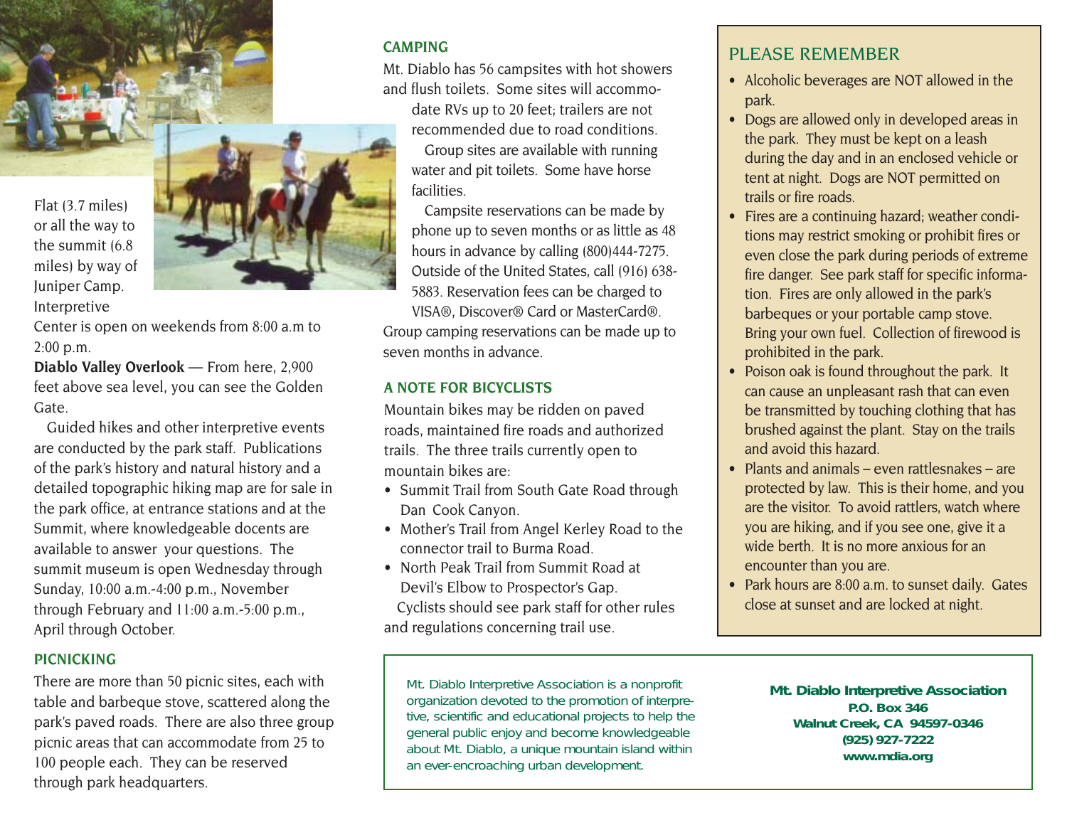Flat (3.7 miles) or all the way to the summit (6.8 miles) by way of Juniper Camp. Interpretive Center is open on weekends from 8:00 a.m to 2:00 p.m.

**Diablo Valley Overlook** — From here, 2,900 feet above sea level, you can see the Golden Gate.

Guided hikes and other interpretive events are conducted by the park staff. Publications of the park's history and natural history and a detailed topographic hiking map are for sale in the park office, at entrance stations and at the Summit, where knowledgeable docents are available to answer your questions. The summit museum is open Wednesday through Sunday, 10:00 a.m.-4:00 p.m., November through February and 11:00 a.m.-5:00 p.m., April through October.

## PICNICKING

There are more than 50 picnic sites, each with table and barbeque stove, scattered along the park's paved roads. There are also three group picnic areas that can accommodate from 25 to 100 people each. They can be reserved through park headquarters.

## CAMPING

Mt. Diablo has 56 campsites with hot showers and flush toilets. Some sites will accommodate RVs up to 20 feet; trailers are not recommended due to road conditions.

Group sites are available with running water and pit toilets. Some have horse facilities.

Campsite reservations can be made by phone up to seven months or as little as 48 hours in advance by calling (800)444-7275. Outside of the United States, call (916) 638-5883. Reservation fees can be charged to VISA®, Discover® Card or MasterCard®. Group camping reservations can be made up to seven months in advance.

## A NOTE FOR BICYCLISTS

Mountain bikes may be ridden on paved roads, maintained fire roads and authorized trails. The three trails currently open to mountain bikes are:

- Summit Trail from South Gate Road through Dan Cook Canyon.
- Mother's Trail from Angel Kerley Road to the connector trail to Burma Road.
- North Peak Trail from Summit Road at Devil's Elbow to Prospector's Gap.

Cyclists should see park staff for other rules and regulations concerning trail use.

## PLEASE REMEMBER

- Alcoholic beverages are NOT allowed in the park.
- Dogs are allowed only in developed areas in the park. They must be kept on a leash during the day and in an enclosed vehicle or tent at night. Dogs are NOT permitted on trails or fire roads.
- Fires are a continuing hazard; weather conditions may restrict smoking or prohibit fires or even close the park during periods of extreme fire danger. See park staff for specific information. Fires are only allowed in the park's barbeques or your portable camp stove. Bring your own fuel. Collection of firewood is prohibited in the park.
- Poison oak is found throughout the park. It can cause an unpleasant rash that can even be transmitted by touching clothing that has brushed against the plant. Stay on the trails and avoid this hazard.
- Plants and animals – even rattlesnakes – are protected by law. This is their home, and you are the visitor. To avoid rattlers, watch where you are hiking, and if you see one, give it a wide berth. It is no more anxious for an encounter than you are.
- Park hours are 8:00 a.m. to sunset daily. Gates close at sunset and are locked at night.

Mt. Diablo Interpretive Association is a nonprofit organization devoted to the promotion of interpretive, scientific and educational projects to help the general public enjoy and become knowledgeable about Mt. Diablo, a unique mountain island within an ever-encroaching urban development.

**Mt. Diablo Interpretive Association**
**P.O. Box 346**
**Walnut Creek, CA 94597-0346**
**(925) 927-7222**
**www.mdia.org**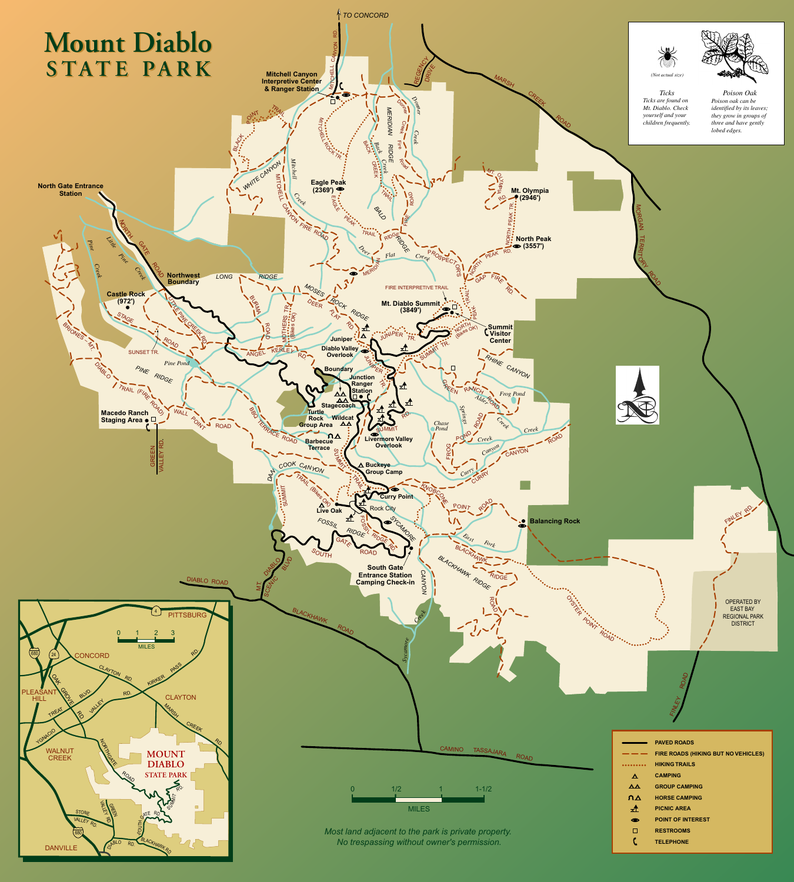# Mount Diablo STATE PARK

**Ticks**

Ticks are found on Mt. Diablo. Check yourself and your children frequently.

(Not actual size)

**Poison Oak**

Poison oak can be identified by its leaves; they grow in groups of three and have gently lobed edges.

TO CONCORD

Mitchell Canyon Interpretive Center & Ranger Station

North Gate Entrance Station

Eagle Peak (2369')

Mt. Olympia (2946')

North Peak (3557')

Northwest Boundary

Castle Rock (972')

Mt. Diablo Summit (3849')

FIRE INTERPRETIVE TRAIL

Summit Visitor Center

Juniper

Diablo Valley Overlook

Boundary

Junction Ranger Station

Stagecoach

Turtle Rock Group Area

Wildcat

Barbecue Terrace

Livermore Valley Overlook

Buckeye Group Camp

Curry Point

Rock City

Live Oak

Balancing Rock

South Gate Entrance Station Camping Check-in

Macedo Ranch Staging Area

OPERATED BY EAST BAY REGIONAL PARK DISTRICT

Most land adjacent to the park is private property. No trespassing without owner's permission.

0 — 1/2 — 1 — 1-1/2 MILES

**Legend**

- PAVED ROADS
- FIRE ROADS (HIKING BUT NO VEHICLES)
- HIKING TRAILS
- CAMPING
- GROUP CAMPING
- HORSE CAMPING
- PICNIC AREA
- POINT OF INTEREST
- RESTROOMS
- TELEPHONE

PITTSBURG, CONCORD, PLEASANT HILL, CLAYTON, WALNUT CREEK, DANVILLE, MOUNT DIABLO STATE PARK

0 1 2 3 MILES